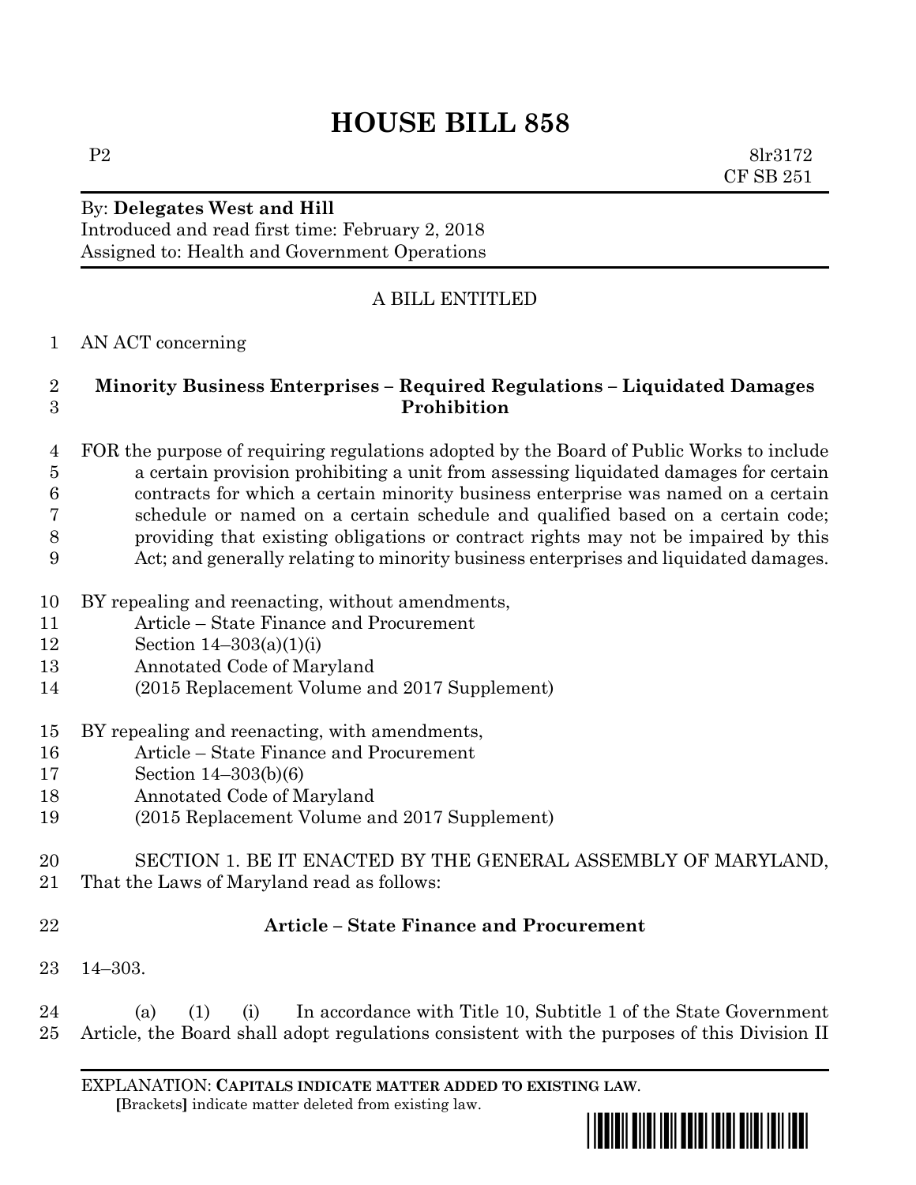# HOUSE BILL 858

P2 8lr3172
CF SB 251

By: **Delegates West and Hill**
Introduced and read first time: February 2, 2018
Assigned to: Health and Government Operations

A BILL ENTITLED

AN ACT concerning

**Minority Business Enterprises – Required Regulations – Liquidated Damages Prohibition**

FOR the purpose of requiring regulations adopted by the Board of Public Works to include a certain provision prohibiting a unit from assessing liquidated damages for certain contracts for which a certain minority business enterprise was named on a certain schedule or named on a certain schedule and qualified based on a certain code; providing that existing obligations or contract rights may not be impaired by this Act; and generally relating to minority business enterprises and liquidated damages.

BY repealing and reenacting, without amendments,
Article – State Finance and Procurement
Section 14–303(a)(1)(i)
Annotated Code of Maryland
(2015 Replacement Volume and 2017 Supplement)

BY repealing and reenacting, with amendments,
Article – State Finance and Procurement
Section 14–303(b)(6)
Annotated Code of Maryland
(2015 Replacement Volume and 2017 Supplement)

SECTION 1. BE IT ENACTED BY THE GENERAL ASSEMBLY OF MARYLAND, That the Laws of Maryland read as follows:

**Article – State Finance and Procurement**

14–303.

(a) (1) (i) In accordance with Title 10, Subtitle 1 of the State Government Article, the Board shall adopt regulations consistent with the purposes of this Division II

EXPLANATION: **CAPITALS INDICATE MATTER ADDED TO EXISTING LAW**.
**[**Brackets**]** indicate matter deleted from existing law.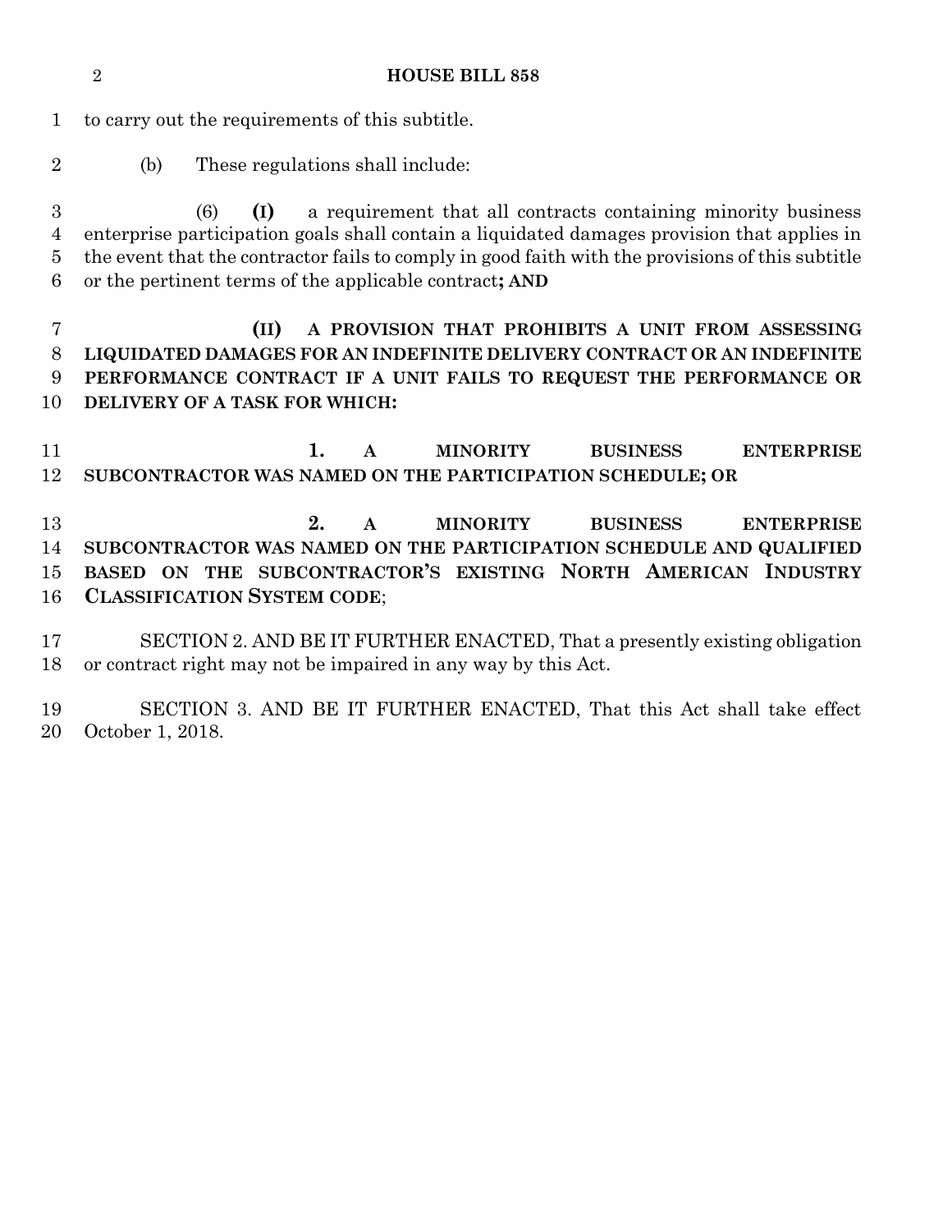to carry out the requirements of this subtitle.

(b) These regulations shall include:

(6) **(I)** a requirement that all contracts containing minority business enterprise participation goals shall contain a liquidated damages provision that applies in the event that the contractor fails to comply in good faith with the provisions of this subtitle or the pertinent terms of the applicable contract**; AND**

**(II) A PROVISION THAT PROHIBITS A UNIT FROM ASSESSING LIQUIDATED DAMAGES FOR AN INDEFINITE DELIVERY CONTRACT OR AN INDEFINITE PERFORMANCE CONTRACT IF A UNIT FAILS TO REQUEST THE PERFORMANCE OR DELIVERY OF A TASK FOR WHICH:**

**1. A MINORITY BUSINESS ENTERPRISE SUBCONTRACTOR WAS NAMED ON THE PARTICIPATION SCHEDULE; OR**

**2. A MINORITY BUSINESS ENTERPRISE SUBCONTRACTOR WAS NAMED ON THE PARTICIPATION SCHEDULE AND QUALIFIED BASED ON THE SUBCONTRACTOR'S EXISTING NORTH AMERICAN INDUSTRY CLASSIFICATION SYSTEM CODE**;

SECTION 2. AND BE IT FURTHER ENACTED, That a presently existing obligation or contract right may not be impaired in any way by this Act.

SECTION 3. AND BE IT FURTHER ENACTED, That this Act shall take effect October 1, 2018.